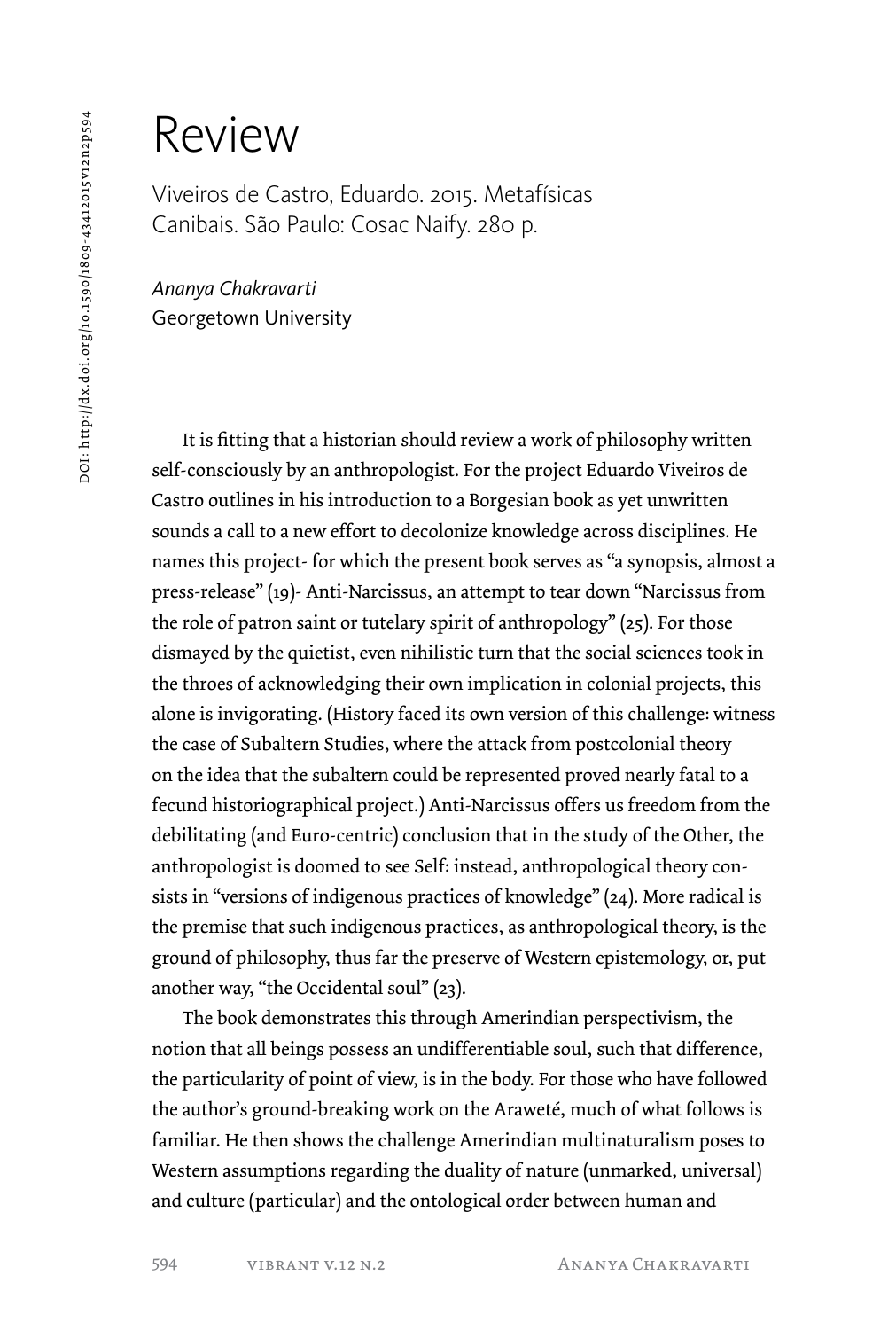# Review

Viveiros de Castro, Eduardo. 2015. Metafísicas Canibais. São Paulo: Cosac Naify. 280 p.

*Ananya Chakravarti*
Georgetown University

It is fitting that a historian should review a work of philosophy written self-consciously by an anthropologist. For the project Eduardo Viveiros de Castro outlines in his introduction to a Borgesian book as yet unwritten sounds a call to a new effort to decolonize knowledge across disciplines. He names this project- for which the present book serves as "a synopsis, almost a press-release" (19)- Anti-Narcissus, an attempt to tear down "Narcissus from the role of patron saint or tutelary spirit of anthropology" (25). For those dismayed by the quietist, even nihilistic turn that the social sciences took in the throes of acknowledging their own implication in colonial projects, this alone is invigorating. (History faced its own version of this challenge: witness the case of Subaltern Studies, where the attack from postcolonial theory on the idea that the subaltern could be represented proved nearly fatal to a fecund historiographical project.) Anti-Narcissus offers us freedom from the debilitating (and Euro-centric) conclusion that in the study of the Other, the anthropologist is doomed to see Self: instead, anthropological theory consists in "versions of indigenous practices of knowledge" (24). More radical is the premise that such indigenous practices, as anthropological theory, is the ground of philosophy, thus far the preserve of Western epistemology, or, put another way, "the Occidental soul" (23).

The book demonstrates this through Amerindian perspectivism, the notion that all beings possess an undifferentiable soul, such that difference, the particularity of point of view, is in the body. For those who have followed the author's ground-breaking work on the Araweté, much of what follows is familiar. He then shows the challenge Amerindian multinaturalism poses to Western assumptions regarding the duality of nature (unmarked, universal) and culture (particular) and the ontological order between human and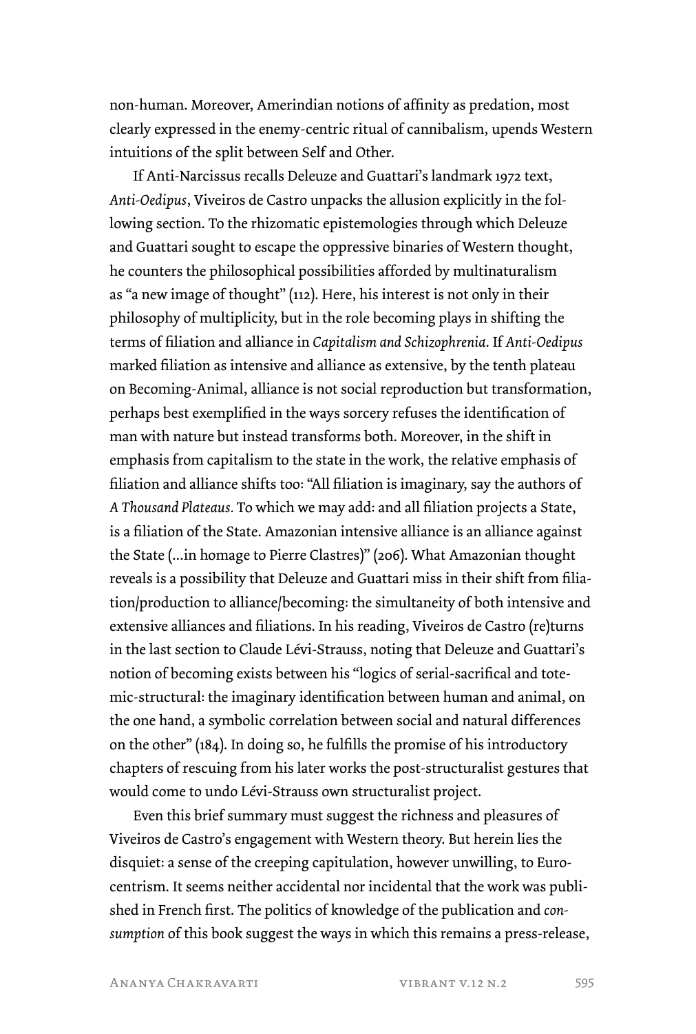non-human. Moreover, Amerindian notions of affinity as predation, most clearly expressed in the enemy-centric ritual of cannibalism, upends Western intuitions of the split between Self and Other.

If Anti-Narcissus recalls Deleuze and Guattari's landmark 1972 text, *Anti-Oedipus*, Viveiros de Castro unpacks the allusion explicitly in the following section. To the rhizomatic epistemologies through which Deleuze and Guattari sought to escape the oppressive binaries of Western thought, he counters the philosophical possibilities afforded by multinaturalism as "a new image of thought" (112). Here, his interest is not only in their philosophy of multiplicity, but in the role becoming plays in shifting the terms of filiation and alliance in *Capitalism and Schizophrenia*. If *Anti-Oedipus* marked filiation as intensive and alliance as extensive, by the tenth plateau on Becoming-Animal, alliance is not social reproduction but transformation, perhaps best exemplified in the ways sorcery refuses the identification of man with nature but instead transforms both. Moreover, in the shift in emphasis from capitalism to the state in the work, the relative emphasis of filiation and alliance shifts too: "All filiation is imaginary, say the authors of *A Thousand Plateaus*. To which we may add: and all filiation projects a State, is a filiation of the State. Amazonian intensive alliance is an alliance against the State (…in homage to Pierre Clastres)" (206). What Amazonian thought reveals is a possibility that Deleuze and Guattari miss in their shift from filiation/production to alliance/becoming: the simultaneity of both intensive and extensive alliances and filiations. In his reading, Viveiros de Castro (re)turns in the last section to Claude Lévi-Strauss, noting that Deleuze and Guattari's notion of becoming exists between his "logics of serial-sacrifical and totemic-structural: the imaginary identification between human and animal, on the one hand, a symbolic correlation between social and natural differences on the other" (184). In doing so, he fulfills the promise of his introductory chapters of rescuing from his later works the post-structuralist gestures that would come to undo Lévi-Strauss own structuralist project.

Even this brief summary must suggest the richness and pleasures of Viveiros de Castro's engagement with Western theory. But herein lies the disquiet: a sense of the creeping capitulation, however unwilling, to Eurocentrism. It seems neither accidental nor incidental that the work was published in French first. The politics of knowledge of the publication and *consumption* of this book suggest the ways in which this remains a press-release,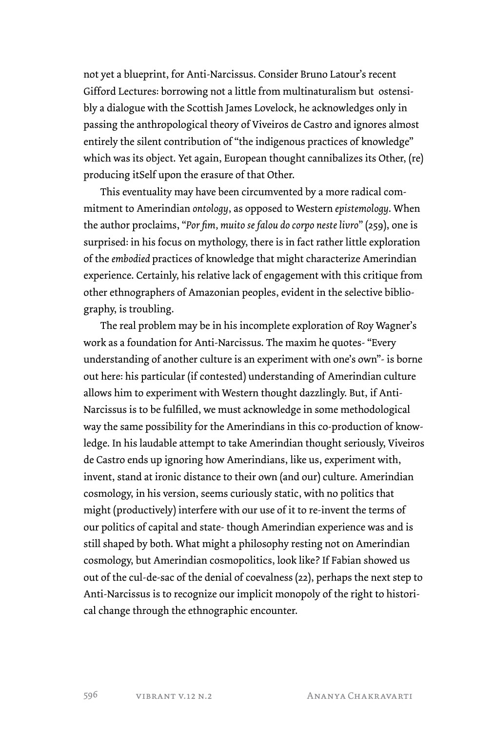not yet a blueprint, for Anti-Narcissus. Consider Bruno Latour's recent Gifford Lectures: borrowing not a little from multinaturalism but ostensibly a dialogue with the Scottish James Lovelock, he acknowledges only in passing the anthropological theory of Viveiros de Castro and ignores almost entirely the silent contribution of "the indigenous practices of knowledge" which was its object. Yet again, European thought cannibalizes its Other, (re) producing itSelf upon the erasure of that Other.

This eventuality may have been circumvented by a more radical commitment to Amerindian *ontology*, as opposed to Western *epistemology*. When the author proclaims, "*Por fim, muito se falou do corpo neste livro*" (259), one is surprised: in his focus on mythology, there is in fact rather little exploration of the *embodied* practices of knowledge that might characterize Amerindian experience. Certainly, his relative lack of engagement with this critique from other ethnographers of Amazonian peoples, evident in the selective bibliography, is troubling.

The real problem may be in his incomplete exploration of Roy Wagner's work as a foundation for Anti-Narcissus. The maxim he quotes- "Every understanding of another culture is an experiment with one's own"- is borne out here: his particular (if contested) understanding of Amerindian culture allows him to experiment with Western thought dazzlingly. But, if Anti-Narcissus is to be fulfilled, we must acknowledge in some methodological way the same possibility for the Amerindians in this co-production of knowledge. In his laudable attempt to take Amerindian thought seriously, Viveiros de Castro ends up ignoring how Amerindians, like us, experiment with, invent, stand at ironic distance to their own (and our) culture. Amerindian cosmology, in his version, seems curiously static, with no politics that might (productively) interfere with our use of it to re-invent the terms of our politics of capital and state- though Amerindian experience was and is still shaped by both. What might a philosophy resting not on Amerindian cosmology, but Amerindian cosmopolitics, look like? If Fabian showed us out of the cul-de-sac of the denial of coevalness (22), perhaps the next step to Anti-Narcissus is to recognize our implicit monopoly of the right to historical change through the ethnographic encounter.